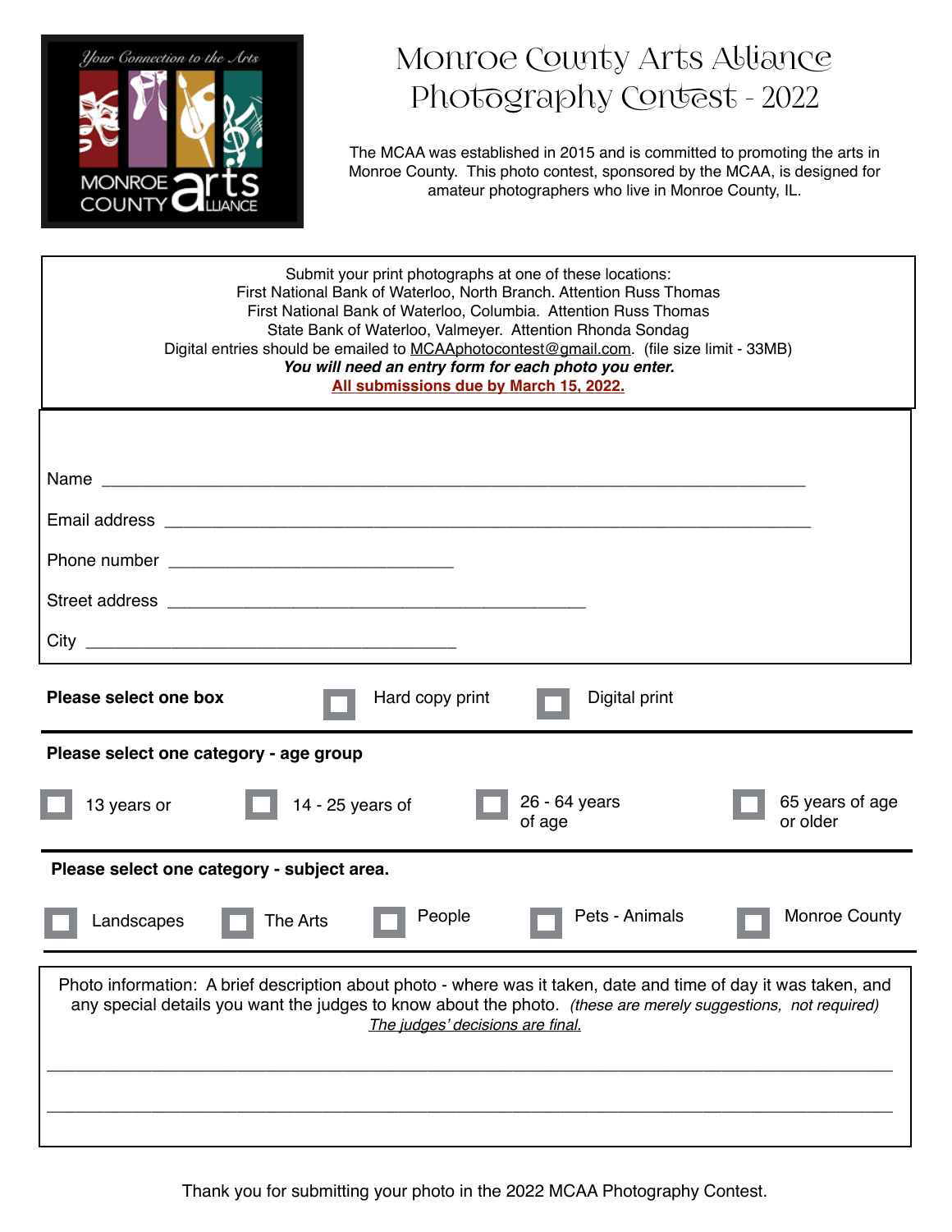# Monroe County Arts Alliance Photography Contest - 2022

The MCAA was established in 2015 and is committed to promoting the arts in Monroe County. This photo contest, sponsored by the MCAA, is designed for amateur photographers who live in Monroe County, IL.

Submit your print photographs at one of these locations:
First National Bank of Waterloo, North Branch. Attention Russ Thomas
First National Bank of Waterloo, Columbia. Attention Russ Thomas
State Bank of Waterloo, Valmeyer. Attention Rhonda Sondag
Digital entries should be emailed to MCAAphotocontest@gmail.com. (file size limit - 33MB)
***You will need an entry form for each photo you enter.***
**All submissions due by March 15, 2022.**

Name ______________________________________________________________

Email address ________________________________________________________

Phone number ___________________________

Street address ________________________________________

City ___________________________________

**Please select one box** ☐ Hard copy print ☐ Digital print

**Please select one category - age group**

☐ 13 years or ☐ 14 - 25 years of ☐ 26 - 64 years of age ☐ 65 years of age or older

**Please select one category - subject area.**

☐ Landscapes ☐ The Arts ☐ People ☐ Pets - Animals ☐ Monroe County

Photo information: A brief description about photo - where was it taken, date and time of day it was taken, and any special details you want the judges to know about the photo. *(these are merely suggestions, not required)*
*The judges' decisions are final.*

________________________________________________________________________________

________________________________________________________________________________

Thank you for submitting your photo in the 2022 MCAA Photography Contest.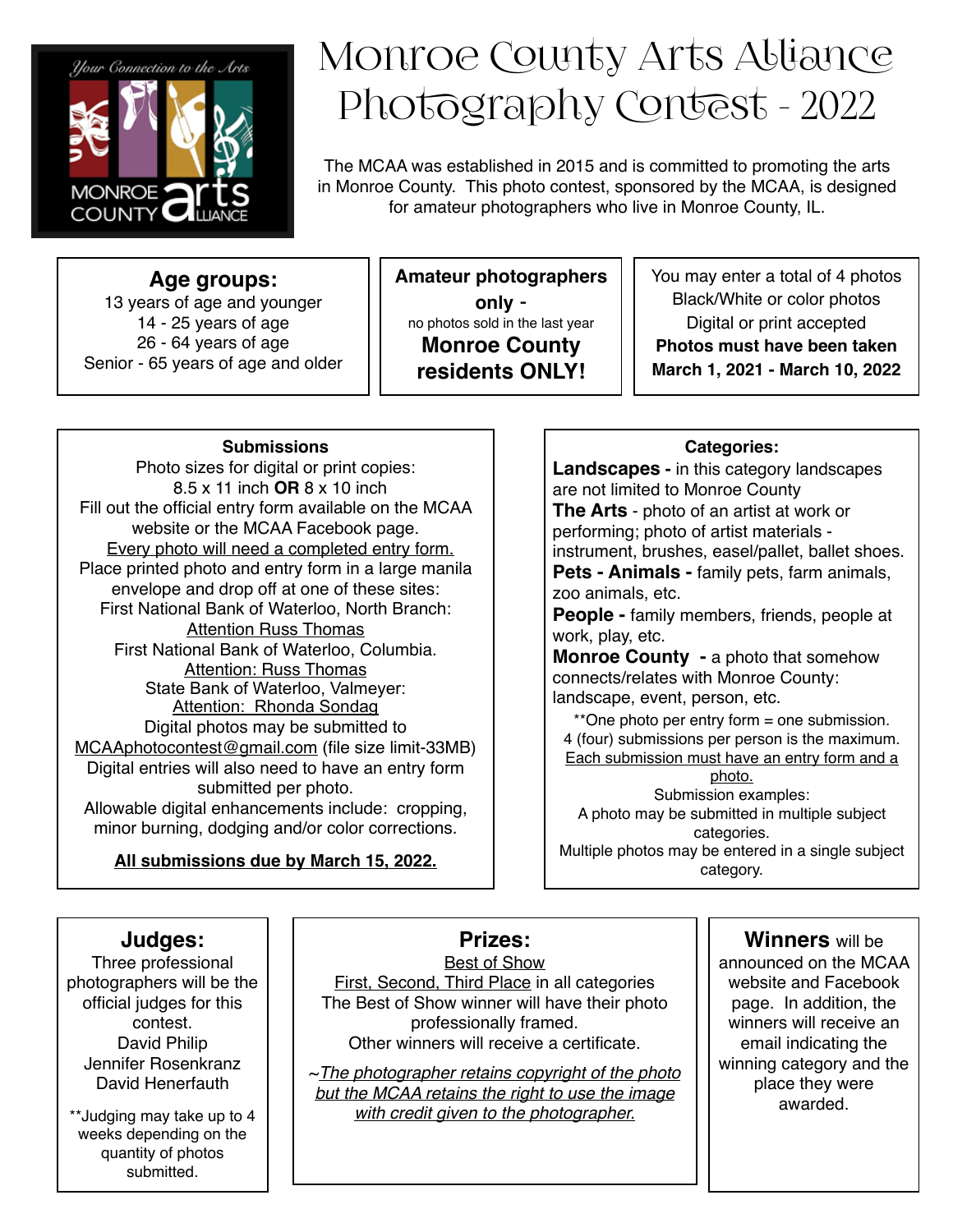# Monroe County Arts Alliance Photography Contest - 2022

The MCAA was established in 2015 and is committed to promoting the arts in Monroe County. This photo contest, sponsored by the MCAA, is designed for amateur photographers who live in Monroe County, IL.

## Age groups:

13 years of age and younger
14 - 25 years of age
26 - 64 years of age
Senior - 65 years of age and older

**Amateur photographers only -**
no photos sold in the last year
**Monroe County residents ONLY!**

You may enter a total of 4 photos
Black/White or color photos
Digital or print accepted
**Photos must have been taken March 1, 2021 - March 10, 2022**

### Submissions

Photo sizes for digital or print copies:
8.5 x 11 inch **OR** 8 x 10 inch
Fill out the official entry form available on the MCAA website or the MCAA Facebook page.
Every photo will need a completed entry form.
Place printed photo and entry form in a large manila envelope and drop off at one of these sites:
First National Bank of Waterloo, North Branch:
Attention Russ Thomas
First National Bank of Waterloo, Columbia.
Attention: Russ Thomas
State Bank of Waterloo, Valmeyer:
Attention: Rhonda Sondag
Digital photos may be submitted to MCAAphotocontest@gmail.com (file size limit-33MB)
Digital entries will also need to have an entry form submitted per photo.
Allowable digital enhancements include: cropping, minor burning, dodging and/or color corrections.

**All submissions due by March 15, 2022.**

### Categories:

**Landscapes -** in this category landscapes are not limited to Monroe County
**The Arts** - photo of an artist at work or performing; photo of artist materials - instrument, brushes, easel/pallet, ballet shoes.
**Pets - Animals -** family pets, farm animals, zoo animals, etc.
**People -** family members, friends, people at work, play, etc.
**Monroe County -** a photo that somehow connects/relates with Monroe County: landscape, event, person, etc.

**One photo per entry form = one submission.
4 (four) submissions per person is the maximum.
Each submission must have an entry form and a photo.
Submission examples:
A photo may be submitted in multiple subject categories.
Multiple photos may be entered in a single subject category.

## Judges:

Three professional photographers will be the official judges for this contest.
David Philip
Jennifer Rosenkranz
David Henerfauth

**Judging may take up to 4 weeks depending on the quantity of photos submitted.

## Prizes:

Best of Show
First, Second, Third Place in all categories
The Best of Show winner will have their photo professionally framed.
Other winners will receive a certificate.

*~The photographer retains copyright of the photo but the MCAA retains the right to use the image with credit given to the photographer.*

**Winners** will be announced on the MCAA website and Facebook page. In addition, the winners will receive an email indicating the winning category and the place they were awarded.